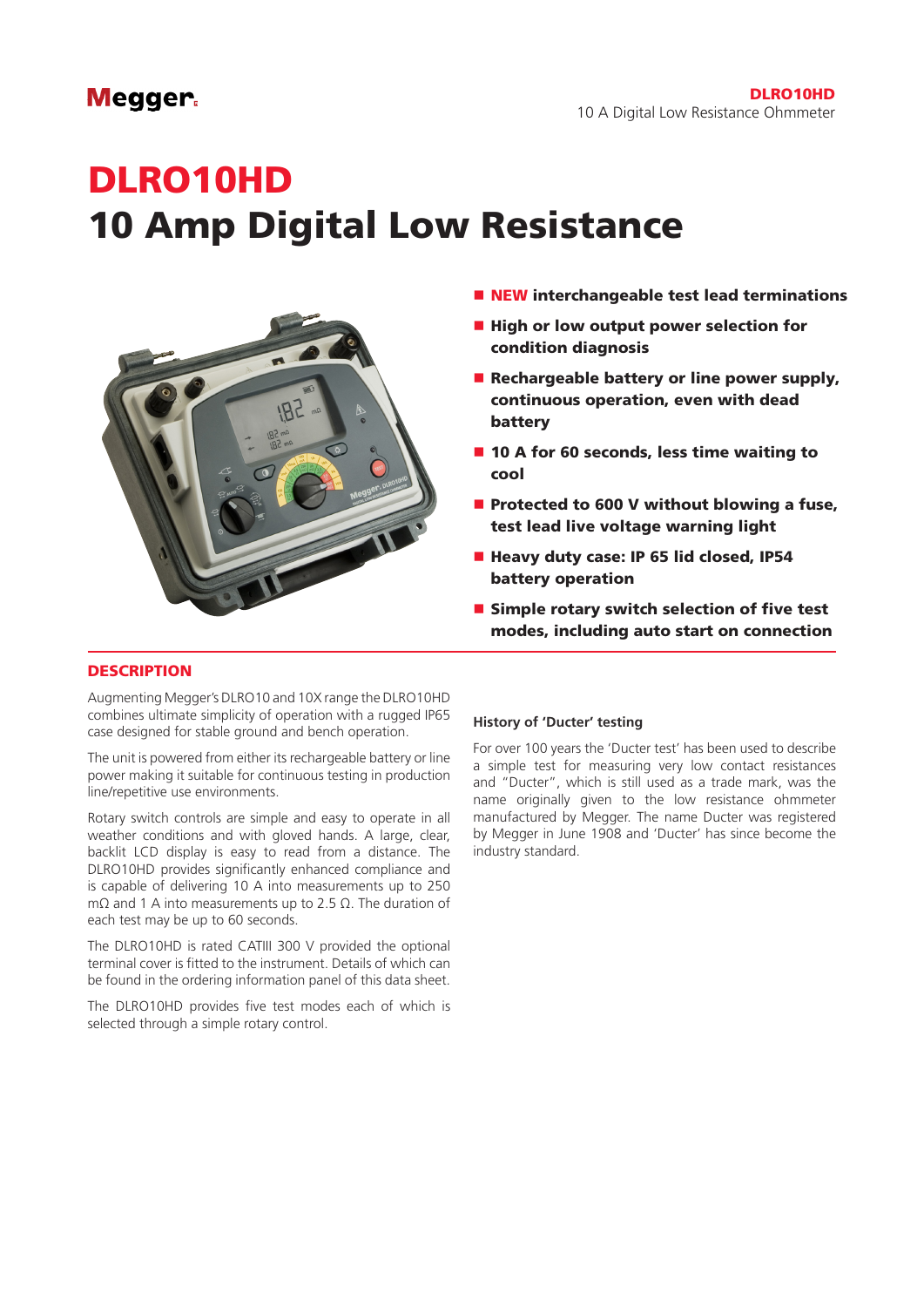# DLRO10HD
# 10 Amp Digital Low Resistance

- **NEW interchangeable test lead terminations**
- **High or low output power selection for condition diagnosis**
- **Rechargeable battery or line power supply, continuous operation, even with dead battery**
- **10 A for 60 seconds, less time waiting to cool**
- **Protected to 600 V without blowing a fuse, test lead live voltage warning light**
- **Heavy duty case: IP 65 lid closed, IP54 battery operation**
- **Simple rotary switch selection of five test modes, including auto start on connection**

## DESCRIPTION

Augmenting Megger's DLRO10 and 10X range the DLRO10HD combines ultimate simplicity of operation with a rugged IP65 case designed for stable ground and bench operation.

The unit is powered from either its rechargeable battery or line power making it suitable for continuous testing in production line/repetitive use environments.

Rotary switch controls are simple and easy to operate in all weather conditions and with gloved hands. A large, clear, backlit LCD display is easy to read from a distance. The DLRO10HD provides significantly enhanced compliance and is capable of delivering 10 A into measurements up to 250 mΩ and 1 A into measurements up to 2.5 Ω. The duration of each test may be up to 60 seconds.

The DLRO10HD is rated CATIII 300 V provided the optional terminal cover is fitted to the instrument. Details of which can be found in the ordering information panel of this data sheet.

The DLRO10HD provides five test modes each of which is selected through a simple rotary control.

### History of 'Ducter' testing

For over 100 years the 'Ducter test' has been used to describe a simple test for measuring very low contact resistances and "Ducter", which is still used as a trade mark, was the name originally given to the low resistance ohmmeter manufactured by Megger. The name Ducter was registered by Megger in June 1908 and 'Ducter' has since become the industry standard.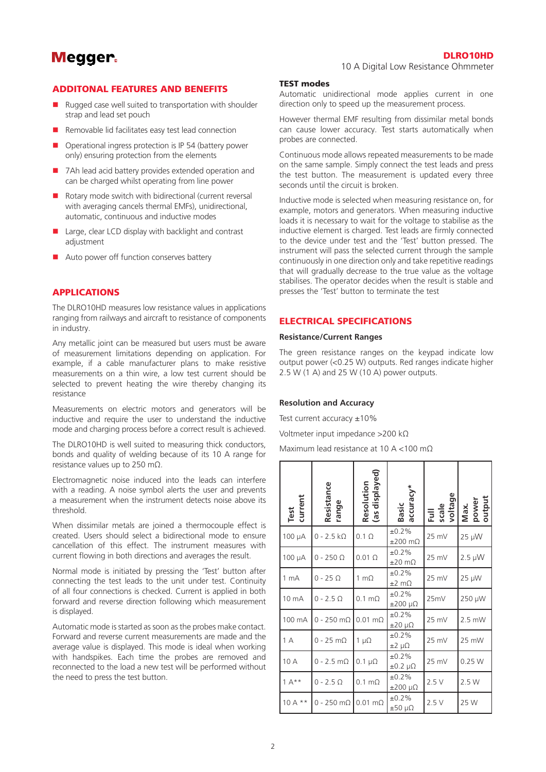## ADDITONAL FEATURES AND BENEFITS

- Rugged case well suited to transportation with shoulder strap and lead set pouch
- Removable lid facilitates easy test lead connection
- Operational ingress protection is IP 54 (battery power only) ensuring protection from the elements
- 7Ah lead acid battery provides extended operation and can be charged whilst operating from line power
- Rotary mode switch with bidirectional (current reversal with averaging cancels thermal EMFs), unidirectional, automatic, continuous and inductive modes
- Large, clear LCD display with backlight and contrast adjustment
- Auto power off function conserves battery

## APPLICATIONS

The DLRO10HD measures low resistance values in applications ranging from railways and aircraft to resistance of components in industry.

Any metallic joint can be measured but users must be aware of measurement limitations depending on application. For example, if a cable manufacturer plans to make resistive measurements on a thin wire, a low test current should be selected to prevent heating the wire thereby changing its resistance

Measurements on electric motors and generators will be inductive and require the user to understand the inductive mode and charging process before a correct result is achieved.

The DLRO10HD is well suited to measuring thick conductors, bonds and quality of welding because of its 10 A range for resistance values up to 250 mΩ.

Electromagnetic noise induced into the leads can interfere with a reading. A noise symbol alerts the user and prevents a measurement when the instrument detects noise above its threshold.

When dissimilar metals are joined a thermocouple effect is created. Users should select a bidirectional mode to ensure cancellation of this effect. The instrument measures with current flowing in both directions and averages the result.

Normal mode is initiated by pressing the 'Test' button after connecting the test leads to the unit under test. Continuity of all four connections is checked. Current is applied in both forward and reverse direction following which measurement is displayed.

Automatic mode is started as soon as the probes make contact. Forward and reverse current measurements are made and the average value is displayed. This mode is ideal when working with handspikes. Each time the probes are removed and reconnected to the load a new test will be performed without the need to press the test button.

### TEST modes

Automatic unidirectional mode applies current in one direction only to speed up the measurement process.

However thermal EMF resulting from dissimilar metal bonds can cause lower accuracy. Test starts automatically when probes are connected.

Continuous mode allows repeated measurements to be made on the same sample. Simply connect the test leads and press the test button. The measurement is updated every three seconds until the circuit is broken.

Inductive mode is selected when measuring resistance on, for example, motors and generators. When measuring inductive loads it is necessary to wait for the voltage to stabilise as the inductive element is charged. Test leads are firmly connected to the device under test and the 'Test' button pressed. The instrument will pass the selected current through the sample continuously in one direction only and take repetitive readings that will gradually decrease to the true value as the voltage stabilises. The operator decides when the result is stable and presses the 'Test' button to terminate the test

## ELECTRICAL SPECIFICATIONS

### Resistance/Current Ranges

The green resistance ranges on the keypad indicate low output power (<0.25 W) outputs. Red ranges indicate higher 2.5 W (1 A) and 25 W (10 A) power outputs.

### Resolution and Accuracy

Test current accuracy ±10%

Voltmeter input impedance >200 kΩ

Maximum lead resistance at 10 A <100 mΩ

| Test current | Resistance range | Resolution (as displayed) | Basic accuracy* | Full scale voltage | Max. power output |
|---|---|---|---|---|---|
| 100 µA | 0 - 2.5 kΩ | 0.1 Ω | ±0.2% ±200 mΩ | 25 mV | 25 µW |
| 100 µA | 0 - 250 Ω | 0.01 Ω | ±0.2% ±20 mΩ | 25 mV | 2.5 µW |
| 1 mA | 0 - 25 Ω | 1 mΩ | ±0.2% ±2 mΩ | 25 mV | 25 µW |
| 10 mA | 0 - 2.5 Ω | 0.1 mΩ | ±0.2% ±200 µΩ | 25mV | 250 µW |
| 100 mA | 0 - 250 mΩ | 0.01 mΩ | ±0.2% ±20 µΩ | 25 mV | 2.5 mW |
| 1 A | 0 - 25 mΩ | 1 µΩ | ±0.2% ±2 µΩ | 25 mV | 25 mW |
| 10 A | 0 - 2.5 mΩ | 0.1 µΩ | ±0.2% ±0.2 µΩ | 25 mV | 0.25 W |
| 1 A** | 0 - 2.5 Ω | 0.1 mΩ | ±0.2% ±200 µΩ | 2.5 V | 2.5 W |
| 10 A ** | 0 - 250 mΩ | 0.01 mΩ | ±0.2% ±50 µΩ | 2.5 V | 25 W |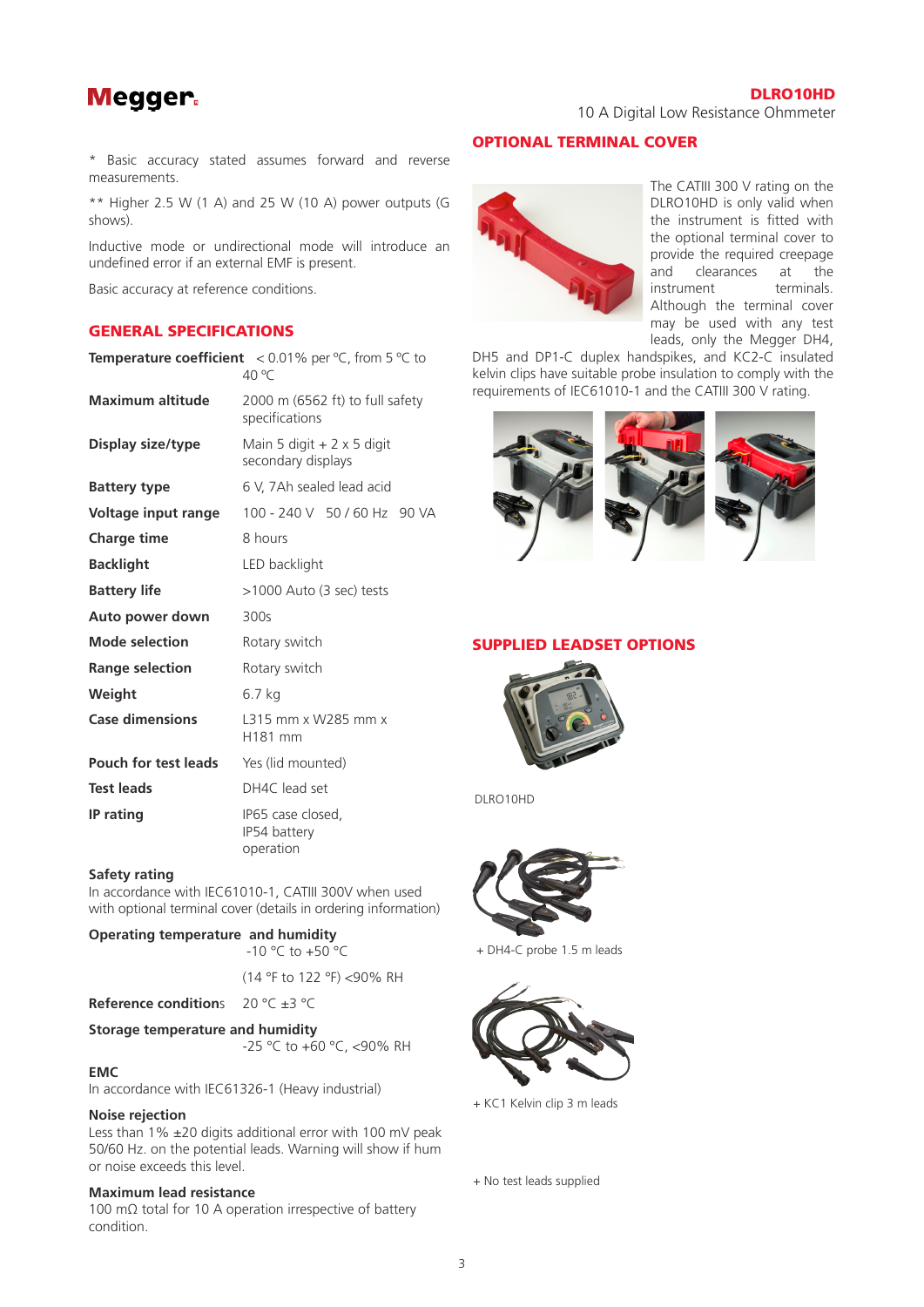\* Basic accuracy stated assumes forward and reverse measurements.

\*\* Higher 2.5 W (1 A) and 25 W (10 A) power outputs (G shows).

Inductive mode or undirectional mode will introduce an undefined error if an external EMF is present.

Basic accuracy at reference conditions.

## GENERAL SPECIFICATIONS

| | |
|---|---|
| **Temperature coefficient** | < 0.01% per °C, from 5 °C to 40 °C |
| **Maximum altitude** | 2000 m (6562 ft) to full safety specifications |
| **Display size/type** | Main 5 digit + 2 x 5 digit secondary displays |
| **Battery type** | 6 V, 7Ah sealed lead acid |
| **Voltage input range** | 100 - 240 V 50 / 60 Hz 90 VA |
| **Charge time** | 8 hours |
| **Backlight** | LED backlight |
| **Battery life** | >1000 Auto (3 sec) tests |
| **Auto power down** | 300s |
| **Mode selection** | Rotary switch |
| **Range selection** | Rotary switch |
| **Weight** | 6.7 kg |
| **Case dimensions** | L315 mm x W285 mm x H181 mm |
| **Pouch for test leads** | Yes (lid mounted) |
| **Test leads** | DH4C lead set |
| **IP rating** | IP65 case closed, IP54 battery operation |

**Safety rating**
In accordance with IEC61010-1, CATIII 300V when used with optional terminal cover (details in ordering information)

**Operating temperature and humidity**
-10 °C to +50 °C
(14 °F to 122 °F) <90% RH

**Reference conditions** 20 °C ±3 °C

**Storage temperature and humidity**
-25 °C to +60 °C, <90% RH

**EMC**
In accordance with IEC61326-1 (Heavy industrial)

**Noise rejection**
Less than 1% ±20 digits additional error with 100 mV peak 50/60 Hz. on the potential leads. Warning will show if hum or noise exceeds this level.

**Maximum lead resistance**
100 mΩ total for 10 A operation irrespective of battery condition.

## OPTIONAL TERMINAL COVER

The CATIII 300 V rating on the DLRO10HD is only valid when the instrument is fitted with the optional terminal cover to provide the required creepage and clearances at the instrument terminals. Although the terminal cover may be used with any test leads, only the Megger DH4, DH5 and DP1-C duplex handspikes, and KC2-C insulated kelvin clips have suitable probe insulation to comply with the requirements of IEC61010-1 and the CATIII 300 V rating.

## SUPPLIED LEADSET OPTIONS

DLRO10HD

+ DH4-C probe 1.5 m leads

+ KC1 Kelvin clip 3 m leads

+ No test leads supplied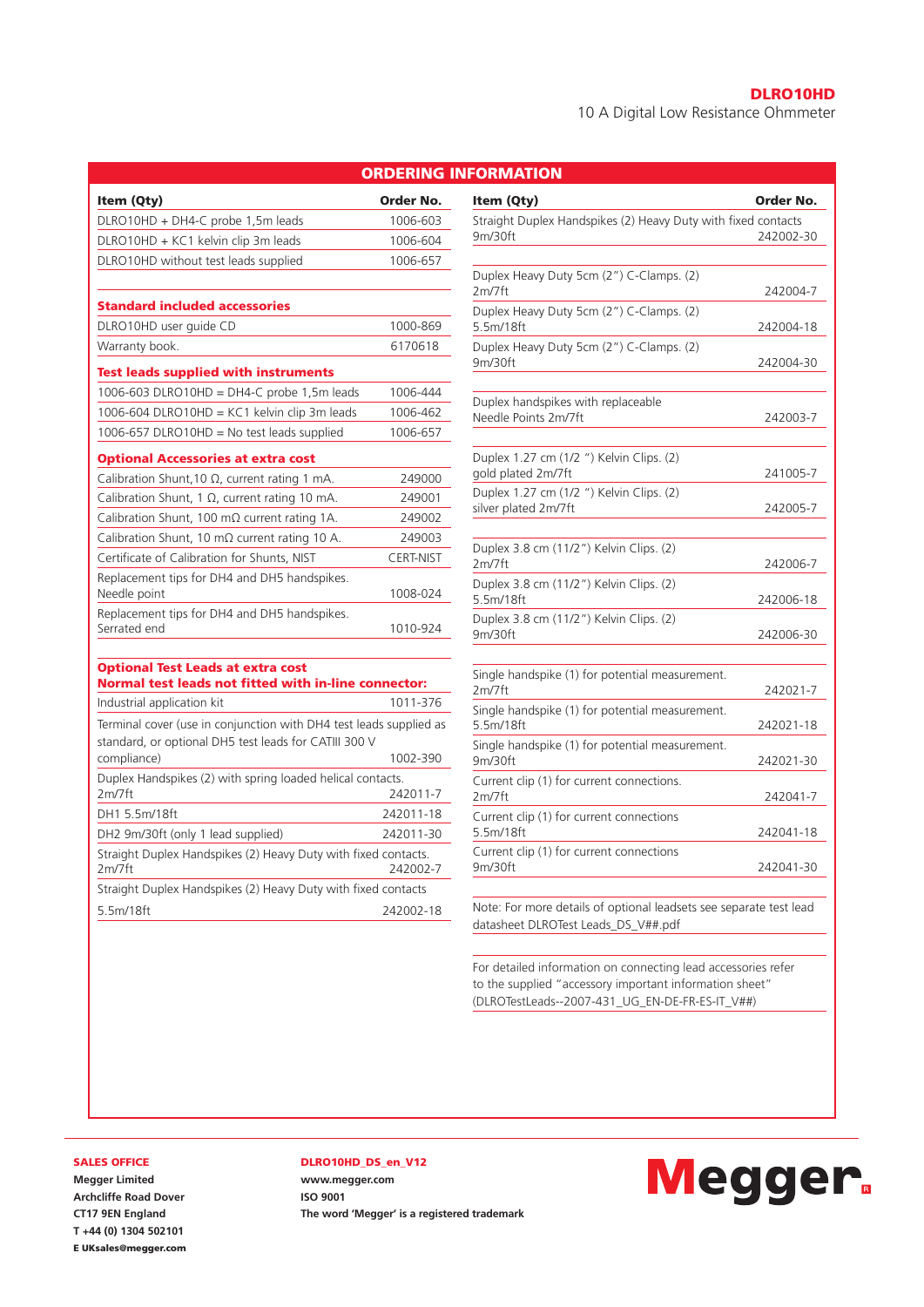# DLRO10HD

10 A Digital Low Resistance Ohmmeter

## ORDERING INFORMATION

| Item (Qty) | Order No. |
|---|---|
| DLRO10HD + DH4-C probe 1,5m leads | 1006-603 |
| DLRO10HD + KC1 kelvin clip 3m leads | 1006-604 |
| DLRO10HD without test leads supplied | 1006-657 |
| **Standard included accessories** | |
| DLRO10HD user guide CD | 1000-869 |
| Warranty book. | 6170618 |
| **Test leads supplied with instruments** | |
| 1006-603 DLRO10HD = DH4-C probe 1,5m leads | 1006-444 |
| 1006-604 DLRO10HD = KC1 kelvin clip 3m leads | 1006-462 |
| 1006-657 DLRO10HD = No test leads supplied | 1006-657 |
| **Optional Accessories at extra cost** | |
| Calibration Shunt,10 Ω, current rating 1 mA. | 249000 |
| Calibration Shunt, 1 Ω, current rating 10 mA. | 249001 |
| Calibration Shunt, 100 mΩ current rating 1A. | 249002 |
| Calibration Shunt, 10 mΩ current rating 10 A. | 249003 |
| Certificate of Calibration for Shunts, NIST | CERT-NIST |
| Replacement tips for DH4 and DH5 handspikes. Needle point | 1008-024 |
| Replacement tips for DH4 and DH5 handspikes. Serrated end | 1010-924 |
| **Optional Test Leads at extra cost** **Normal test leads not fitted with in-line connector:** | |
| Industrial application kit | 1011-376 |
| Terminal cover (use in conjunction with DH4 test leads supplied as standard, or optional DH5 test leads for CATIII 300 V compliance) | 1002-390 |
| Duplex Handspikes (2) with spring loaded helical contacts. 2m/7ft | 242011-7 |
| DH1 5.5m/18ft | 242011-18 |
| DH2 9m/30ft (only 1 lead supplied) | 242011-30 |
| Straight Duplex Handspikes (2) Heavy Duty with fixed contacts. 2m/7ft | 242002-7 |
| Straight Duplex Handspikes (2) Heavy Duty with fixed contacts 5.5m/18ft | 242002-18 |

| Item (Qty) | Order No. |
|---|---|
| Straight Duplex Handspikes (2) Heavy Duty with fixed contacts 9m/30ft | 242002-30 |
| Duplex Heavy Duty 5cm (2”) C-Clamps. (2) 2m/7ft | 242004-7 |
| Duplex Heavy Duty 5cm (2”) C-Clamps. (2) 5.5m/18ft | 242004-18 |
| Duplex Heavy Duty 5cm (2”) C-Clamps. (2) 9m/30ft | 242004-30 |
| Duplex handspikes with replaceable Needle Points 2m/7ft | 242003-7 |
| Duplex 1.27 cm (1/2 ") Kelvin Clips. (2) gold plated 2m/7ft | 241005-7 |
| Duplex 1.27 cm (1/2 ") Kelvin Clips. (2) silver plated 2m/7ft | 242005-7 |
| Duplex 3.8 cm (11/2”) Kelvin Clips. (2) 2m/7ft | 242006-7 |
| Duplex 3.8 cm (11/2”) Kelvin Clips. (2) 5.5m/18ft | 242006-18 |
| Duplex 3.8 cm (11/2”) Kelvin Clips. (2) 9m/30ft | 242006-30 |
| Single handspike (1) for potential measurement. 2m/7ft | 242021-7 |
| Single handspike (1) for potential measurement. 5.5m/18ft | 242021-18 |
| Single handspike (1) for potential measurement. 9m/30ft | 242021-30 |
| Current clip (1) for current connections. 2m/7ft | 242041-7 |
| Current clip (1) for current connections 5.5m/18ft | 242041-18 |
| Current clip (1) for current connections 9m/30ft | 242041-30 |

Note: For more details of optional leadsets see separate test lead datasheet DLROTest Leads_DS_V##.pdf

For detailed information on connecting lead accessories refer to the supplied “accessory important information sheet” (DLROTestLeads--2007-431_UG_EN-DE-FR-ES-IT_V##)

**SALES OFFICE**
**Megger Limited**
**Archcliffe Road Dover**
**CT17 9EN England**
**T +44 (0) 1304 502101**
**E UKsales@megger.com**

**DLRO10HD_DS_en_V12**
**www.megger.com**
**ISO 9001**
**The word 'Megger' is a registered trademark**

Megger.